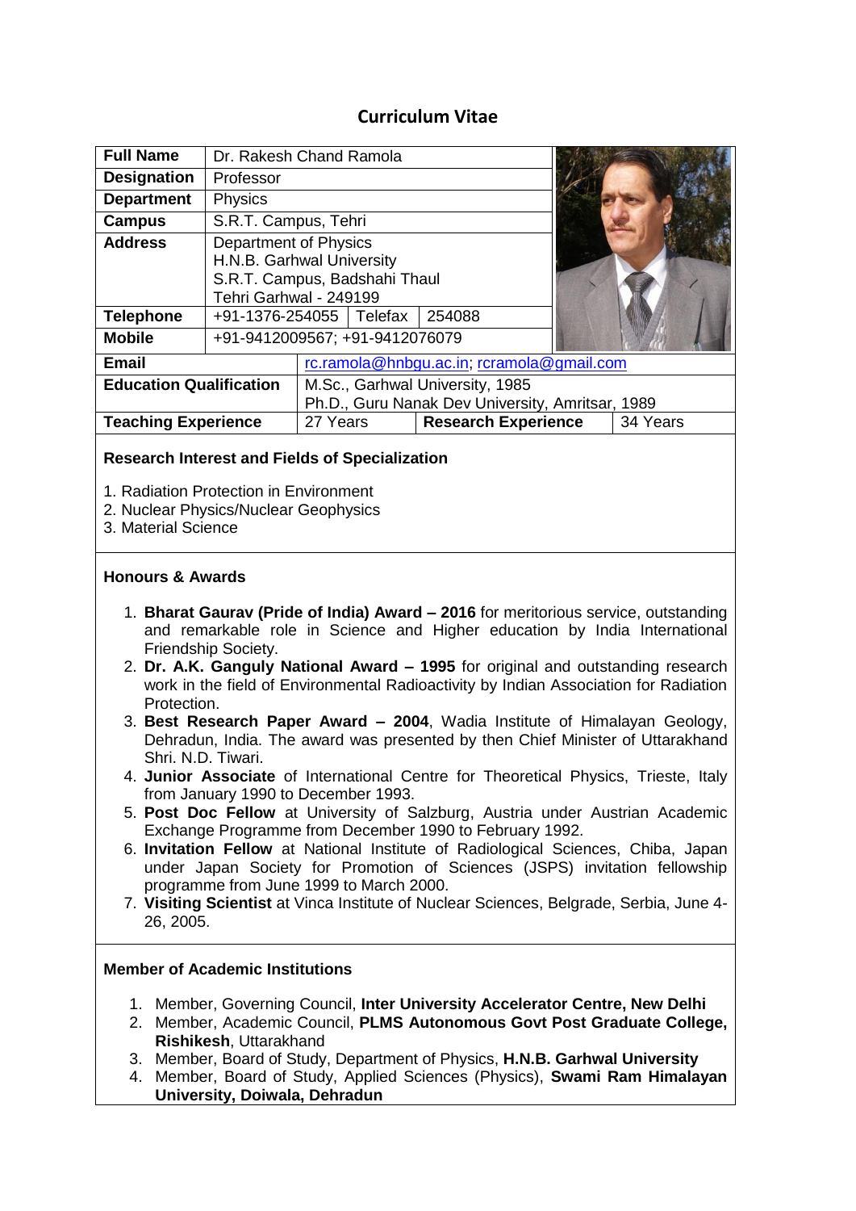# Curriculum Vitae

| | |
|---|---|
| **Full Name** | Dr. Rakesh Chand Ramola |
| **Designation** | Professor |
| **Department** | Physics |
| **Campus** | S.R.T. Campus, Tehri |
| **Address** | Department of Physics<br>H.N.B. Garhwal University<br>S.R.T. Campus, Badshahi Thaul<br>Tehri Garhwal - 249199 |
| **Telephone** | +91-1376-254055 Telefax 254088 |
| **Mobile** | +91-9412009567; +91-9412076079 |

| | | | |
|---|---|---|---|
| **Email** | rc.ramola@hnbgu.ac.in; rcramola@gmail.com | | |
| **Education Qualification** | M.Sc., Garhwal University, 1985<br>Ph.D., Guru Nanak Dev University, Amritsar, 1989 | | |
| **Teaching Experience** | 27 Years | **Research Experience** | 34 Years |

### Research Interest and Fields of Specialization

1. Radiation Protection in Environment
2. Nuclear Physics/Nuclear Geophysics
3. Material Science

### Honours & Awards

1. **Bharat Gaurav (Pride of India) Award – 2016** for meritorious service, outstanding and remarkable role in Science and Higher education by India International Friendship Society.
2. **Dr. A.K. Ganguly National Award – 1995** for original and outstanding research work in the field of Environmental Radioactivity by Indian Association for Radiation Protection.
3. **Best Research Paper Award – 2004**, Wadia Institute of Himalayan Geology, Dehradun, India. The award was presented by then Chief Minister of Uttarakhand Shri. N.D. Tiwari.
4. **Junior Associate** of International Centre for Theoretical Physics, Trieste, Italy from January 1990 to December 1993.
5. **Post Doc Fellow** at University of Salzburg, Austria under Austrian Academic Exchange Programme from December 1990 to February 1992.
6. **Invitation Fellow** at National Institute of Radiological Sciences, Chiba, Japan under Japan Society for Promotion of Sciences (JSPS) invitation fellowship programme from June 1999 to March 2000.
7. **Visiting Scientist** at Vinca Institute of Nuclear Sciences, Belgrade, Serbia, June 4-26, 2005.

### Member of Academic Institutions

1. Member, Governing Council, **Inter University Accelerator Centre, New Delhi**
2. Member, Academic Council, **PLMS Autonomous Govt Post Graduate College, Rishikesh**, Uttarakhand
3. Member, Board of Study, Department of Physics, **H.N.B. Garhwal University**
4. Member, Board of Study, Applied Sciences (Physics), **Swami Ram Himalayan University, Doiwala, Dehradun**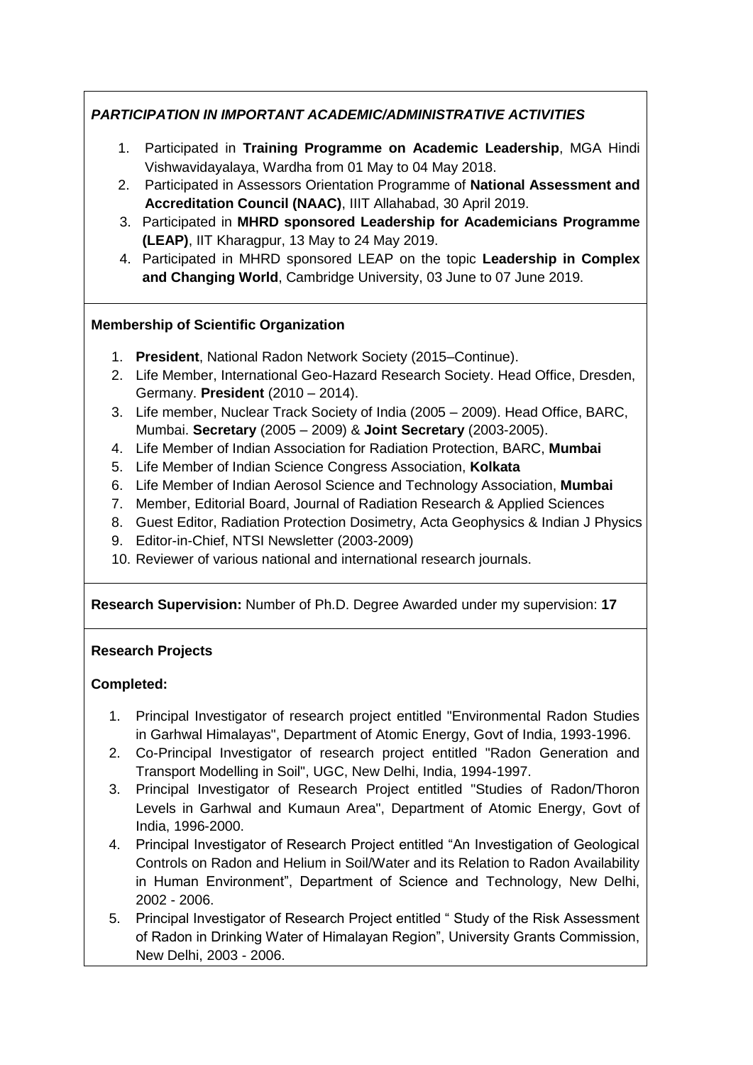### *PARTICIPATION IN IMPORTANT ACADEMIC/ADMINISTRATIVE ACTIVITIES*

1. Participated in **Training Programme on Academic Leadership**, MGA Hindi Vishwavidayalaya, Wardha from 01 May to 04 May 2018.
2. Participated in Assessors Orientation Programme of **National Assessment and Accreditation Council (NAAC)**, IIIT Allahabad, 30 April 2019.
3. Participated in **MHRD sponsored Leadership for Academicians Programme (LEAP)**, IIT Kharagpur, 13 May to 24 May 2019.
4. Participated in MHRD sponsored LEAP on the topic **Leadership in Complex and Changing World**, Cambridge University, 03 June to 07 June 2019.

### **Membership of Scientific Organization**

1. **President**, National Radon Network Society (2015–Continue).
2. Life Member, International Geo-Hazard Research Society. Head Office, Dresden, Germany. **President** (2010 – 2014).
3. Life member, Nuclear Track Society of India (2005 – 2009). Head Office, BARC, Mumbai. **Secretary** (2005 – 2009) & **Joint Secretary** (2003-2005).
4. Life Member of Indian Association for Radiation Protection, BARC, **Mumbai**
5. Life Member of Indian Science Congress Association, **Kolkata**
6. Life Member of Indian Aerosol Science and Technology Association, **Mumbai**
7. Member, Editorial Board, Journal of Radiation Research & Applied Sciences
8. Guest Editor, Radiation Protection Dosimetry, Acta Geophysics & Indian J Physics
9. Editor-in-Chief, NTSI Newsletter (2003-2009)
10. Reviewer of various national and international research journals.

**Research Supervision:** Number of Ph.D. Degree Awarded under my supervision: **17**

### **Research Projects**

**Completed:**

1. Principal Investigator of research project entitled "Environmental Radon Studies in Garhwal Himalayas", Department of Atomic Energy, Govt of India, 1993-1996.
2. Co-Principal Investigator of research project entitled "Radon Generation and Transport Modelling in Soil", UGC, New Delhi, India, 1994-1997.
3. Principal Investigator of Research Project entitled "Studies of Radon/Thoron Levels in Garhwal and Kumaun Area", Department of Atomic Energy, Govt of India, 1996-2000.
4. Principal Investigator of Research Project entitled "An Investigation of Geological Controls on Radon and Helium in Soil/Water and its Relation to Radon Availability in Human Environment", Department of Science and Technology, New Delhi, 2002 - 2006.
5. Principal Investigator of Research Project entitled " Study of the Risk Assessment of Radon in Drinking Water of Himalayan Region", University Grants Commission, New Delhi, 2003 - 2006.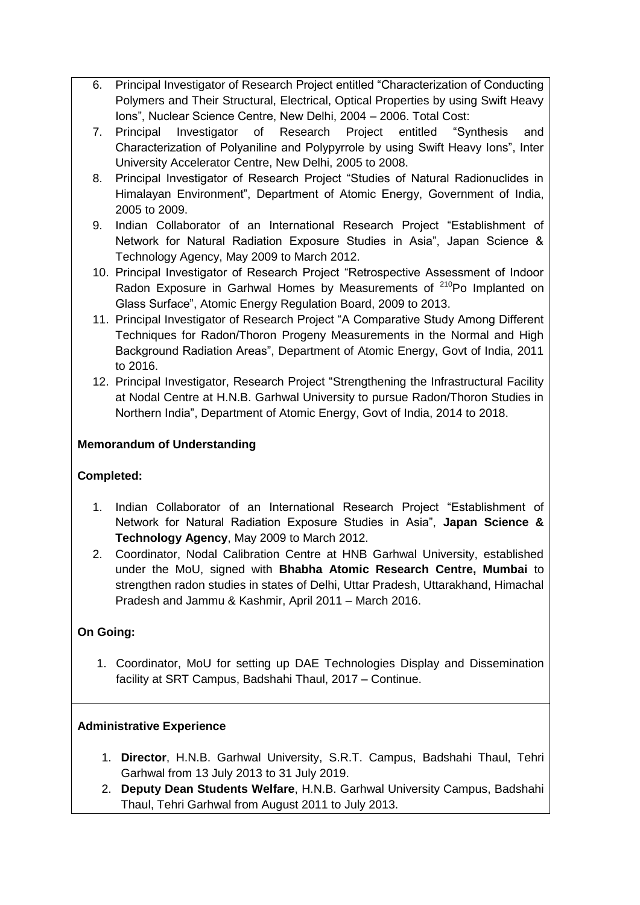6. Principal Investigator of Research Project entitled “Characterization of Conducting Polymers and Their Structural, Electrical, Optical Properties by using Swift Heavy Ions”, Nuclear Science Centre, New Delhi, 2004 – 2006. Total Cost:
7. Principal Investigator of Research Project entitled “Synthesis and Characterization of Polyaniline and Polypyrrole by using Swift Heavy Ions”, Inter University Accelerator Centre, New Delhi, 2005 to 2008.
8. Principal Investigator of Research Project “Studies of Natural Radionuclides in Himalayan Environment”, Department of Atomic Energy, Government of India, 2005 to 2009.
9. Indian Collaborator of an International Research Project “Establishment of Network for Natural Radiation Exposure Studies in Asia”, Japan Science & Technology Agency, May 2009 to March 2012.
10. Principal Investigator of Research Project “Retrospective Assessment of Indoor Radon Exposure in Garhwal Homes by Measurements of $^{210}$Po Implanted on Glass Surface”, Atomic Energy Regulation Board, 2009 to 2013.
11. Principal Investigator of Research Project “A Comparative Study Among Different Techniques for Radon/Thoron Progeny Measurements in the Normal and High Background Radiation Areas”, Department of Atomic Energy, Govt of India, 2011 to 2016.
12. Principal Investigator, Research Project “Strengthening the Infrastructural Facility at Nodal Centre at H.N.B. Garhwal University to pursue Radon/Thoron Studies in Northern India”, Department of Atomic Energy, Govt of India, 2014 to 2018.

**Memorandum of Understanding**

**Completed:**

1. Indian Collaborator of an International Research Project “Establishment of Network for Natural Radiation Exposure Studies in Asia”, **Japan Science & Technology Agency**, May 2009 to March 2012.
2. Coordinator, Nodal Calibration Centre at HNB Garhwal University, established under the MoU, signed with **Bhabha Atomic Research Centre, Mumbai** to strengthen radon studies in states of Delhi, Uttar Pradesh, Uttarakhand, Himachal Pradesh and Jammu & Kashmir, April 2011 – March 2016.

**On Going:**

1. Coordinator, MoU for setting up DAE Technologies Display and Dissemination facility at SRT Campus, Badshahi Thaul, 2017 – Continue.

**Administrative Experience**

1. **Director**, H.N.B. Garhwal University, S.R.T. Campus, Badshahi Thaul, Tehri Garhwal from 13 July 2013 to 31 July 2019.
2. **Deputy Dean Students Welfare**, H.N.B. Garhwal University Campus, Badshahi Thaul, Tehri Garhwal from August 2011 to July 2013.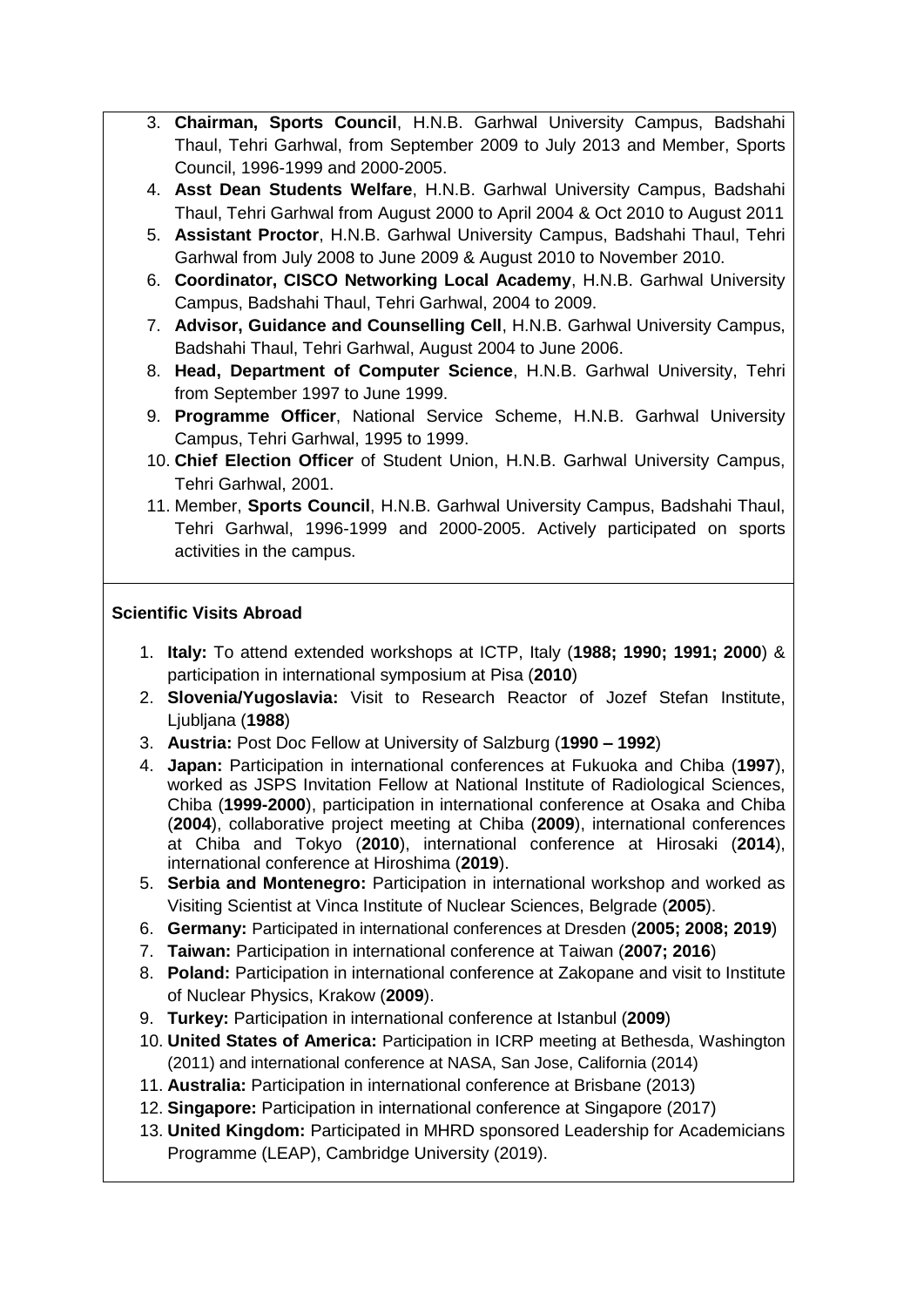3. **Chairman, Sports Council**, H.N.B. Garhwal University Campus, Badshahi Thaul, Tehri Garhwal, from September 2009 to July 2013 and Member, Sports Council, 1996-1999 and 2000-2005.
4. **Asst Dean Students Welfare**, H.N.B. Garhwal University Campus, Badshahi Thaul, Tehri Garhwal from August 2000 to April 2004 & Oct 2010 to August 2011
5. **Assistant Proctor**, H.N.B. Garhwal University Campus, Badshahi Thaul, Tehri Garhwal from July 2008 to June 2009 & August 2010 to November 2010.
6. **Coordinator, CISCO Networking Local Academy**, H.N.B. Garhwal University Campus, Badshahi Thaul, Tehri Garhwal, 2004 to 2009.
7. **Advisor, Guidance and Counselling Cell**, H.N.B. Garhwal University Campus, Badshahi Thaul, Tehri Garhwal, August 2004 to June 2006.
8. **Head, Department of Computer Science**, H.N.B. Garhwal University, Tehri from September 1997 to June 1999.
9. **Programme Officer**, National Service Scheme, H.N.B. Garhwal University Campus, Tehri Garhwal, 1995 to 1999.
10. **Chief Election Officer** of Student Union, H.N.B. Garhwal University Campus, Tehri Garhwal, 2001.
11. Member, **Sports Council**, H.N.B. Garhwal University Campus, Badshahi Thaul, Tehri Garhwal, 1996-1999 and 2000-2005. Actively participated on sports activities in the campus.

**Scientific Visits Abroad**

1. **Italy:** To attend extended workshops at ICTP, Italy (**1988; 1990; 1991; 2000**) & participation in international symposium at Pisa (**2010**)
2. **Slovenia/Yugoslavia:** Visit to Research Reactor of Jozef Stefan Institute, Ljubljana (**1988**)
3. **Austria:** Post Doc Fellow at University of Salzburg (**1990 – 1992**)
4. **Japan:** Participation in international conferences at Fukuoka and Chiba (**1997**), worked as JSPS Invitation Fellow at National Institute of Radiological Sciences, Chiba (**1999-2000**), participation in international conference at Osaka and Chiba (**2004**), collaborative project meeting at Chiba (**2009**), international conferences at Chiba and Tokyo (**2010**), international conference at Hirosaki (**2014**), international conference at Hiroshima (**2019**).
5. **Serbia and Montenegro:** Participation in international workshop and worked as Visiting Scientist at Vinca Institute of Nuclear Sciences, Belgrade (**2005**).
6. **Germany:** Participated in international conferences at Dresden (**2005; 2008; 2019**)
7. **Taiwan:** Participation in international conference at Taiwan (**2007; 2016**)
8. **Poland:** Participation in international conference at Zakopane and visit to Institute of Nuclear Physics, Krakow (**2009**).
9. **Turkey:** Participation in international conference at Istanbul (**2009**)
10. **United States of America:** Participation in ICRP meeting at Bethesda, Washington (2011) and international conference at NASA, San Jose, California (2014)
11. **Australia:** Participation in international conference at Brisbane (2013)
12. **Singapore:** Participation in international conference at Singapore (2017)
13. **United Kingdom:** Participated in MHRD sponsored Leadership for Academicians Programme (LEAP), Cambridge University (2019).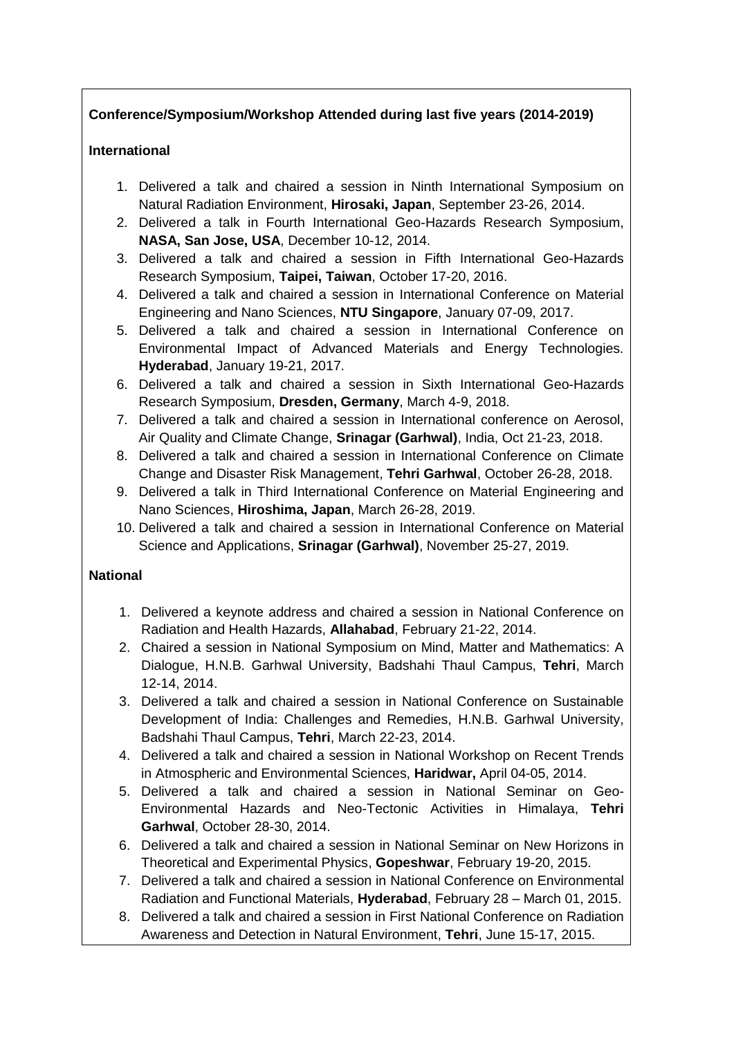**Conference/Symposium/Workshop Attended during last five years (2014-2019)**

**International**

1. Delivered a talk and chaired a session in Ninth International Symposium on Natural Radiation Environment, **Hirosaki, Japan**, September 23-26, 2014.
2. Delivered a talk in Fourth International Geo-Hazards Research Symposium, **NASA, San Jose, USA**, December 10-12, 2014.
3. Delivered a talk and chaired a session in Fifth International Geo-Hazards Research Symposium, **Taipei, Taiwan**, October 17-20, 2016.
4. Delivered a talk and chaired a session in International Conference on Material Engineering and Nano Sciences, **NTU Singapore**, January 07-09, 2017.
5. Delivered a talk and chaired a session in International Conference on Environmental Impact of Advanced Materials and Energy Technologies. **Hyderabad**, January 19-21, 2017.
6. Delivered a talk and chaired a session in Sixth International Geo-Hazards Research Symposium, **Dresden, Germany**, March 4-9, 2018.
7. Delivered a talk and chaired a session in International conference on Aerosol, Air Quality and Climate Change, **Srinagar (Garhwal)**, India, Oct 21-23, 2018.
8. Delivered a talk and chaired a session in International Conference on Climate Change and Disaster Risk Management, **Tehri Garhwal**, October 26-28, 2018.
9. Delivered a talk in Third International Conference on Material Engineering and Nano Sciences, **Hiroshima, Japan**, March 26-28, 2019.
10. Delivered a talk and chaired a session in International Conference on Material Science and Applications, **Srinagar (Garhwal)**, November 25-27, 2019.

**National**

1. Delivered a keynote address and chaired a session in National Conference on Radiation and Health Hazards, **Allahabad**, February 21-22, 2014.
2. Chaired a session in National Symposium on Mind, Matter and Mathematics: A Dialogue, H.N.B. Garhwal University, Badshahi Thaul Campus, **Tehri**, March 12-14, 2014.
3. Delivered a talk and chaired a session in National Conference on Sustainable Development of India: Challenges and Remedies, H.N.B. Garhwal University, Badshahi Thaul Campus, **Tehri**, March 22-23, 2014.
4. Delivered a talk and chaired a session in National Workshop on Recent Trends in Atmospheric and Environmental Sciences, **Haridwar,** April 04-05, 2014.
5. Delivered a talk and chaired a session in National Seminar on Geo-Environmental Hazards and Neo-Tectonic Activities in Himalaya, **Tehri Garhwal**, October 28-30, 2014.
6. Delivered a talk and chaired a session in National Seminar on New Horizons in Theoretical and Experimental Physics, **Gopeshwar**, February 19-20, 2015.
7. Delivered a talk and chaired a session in National Conference on Environmental Radiation and Functional Materials, **Hyderabad**, February 28 – March 01, 2015.
8. Delivered a talk and chaired a session in First National Conference on Radiation Awareness and Detection in Natural Environment, **Tehri**, June 15-17, 2015.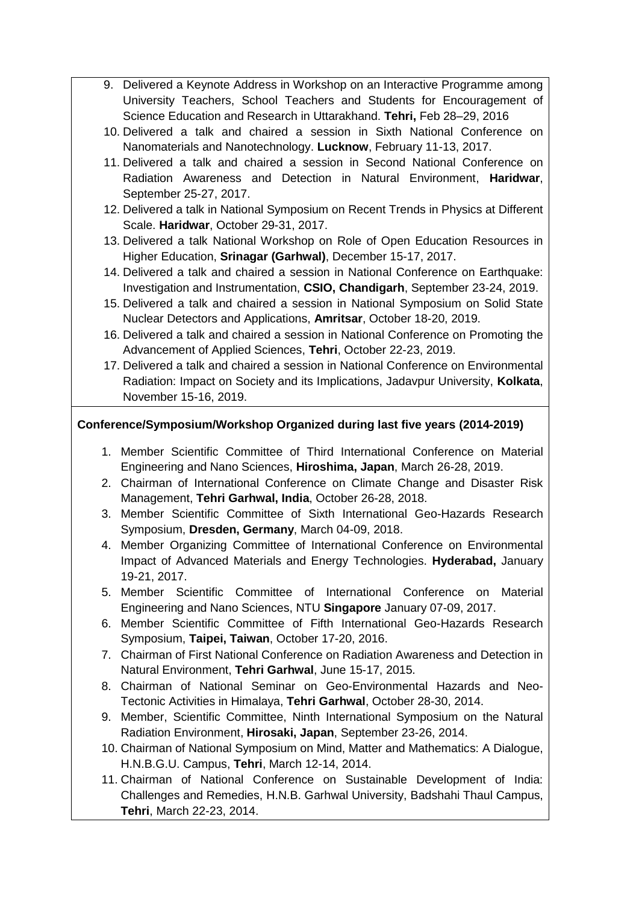9. Delivered a Keynote Address in Workshop on an Interactive Programme among University Teachers, School Teachers and Students for Encouragement of Science Education and Research in Uttarakhand. **Tehri,** Feb 28–29, 2016
10. Delivered a talk and chaired a session in Sixth National Conference on Nanomaterials and Nanotechnology. **Lucknow**, February 11-13, 2017.
11. Delivered a talk and chaired a session in Second National Conference on Radiation Awareness and Detection in Natural Environment, **Haridwar**, September 25-27, 2017.
12. Delivered a talk in National Symposium on Recent Trends in Physics at Different Scale. **Haridwar**, October 29-31, 2017.
13. Delivered a talk National Workshop on Role of Open Education Resources in Higher Education, **Srinagar (Garhwal)**, December 15-17, 2017.
14. Delivered a talk and chaired a session in National Conference on Earthquake: Investigation and Instrumentation, **CSIO, Chandigarh**, September 23-24, 2019.
15. Delivered a talk and chaired a session in National Symposium on Solid State Nuclear Detectors and Applications, **Amritsar**, October 18-20, 2019.
16. Delivered a talk and chaired a session in National Conference on Promoting the Advancement of Applied Sciences, **Tehri**, October 22-23, 2019.
17. Delivered a talk and chaired a session in National Conference on Environmental Radiation: Impact on Society and its Implications, Jadavpur University, **Kolkata**, November 15-16, 2019.

**Conference/Symposium/Workshop Organized during last five years (2014-2019)**

1. Member Scientific Committee of Third International Conference on Material Engineering and Nano Sciences, **Hiroshima, Japan**, March 26-28, 2019.
2. Chairman of International Conference on Climate Change and Disaster Risk Management, **Tehri Garhwal, India**, October 26-28, 2018.
3. Member Scientific Committee of Sixth International Geo-Hazards Research Symposium, **Dresden, Germany**, March 04-09, 2018.
4. Member Organizing Committee of International Conference on Environmental Impact of Advanced Materials and Energy Technologies. **Hyderabad,** January 19-21, 2017.
5. Member Scientific Committee of International Conference on Material Engineering and Nano Sciences, NTU **Singapore** January 07-09, 2017.
6. Member Scientific Committee of Fifth International Geo-Hazards Research Symposium, **Taipei, Taiwan**, October 17-20, 2016.
7. Chairman of First National Conference on Radiation Awareness and Detection in Natural Environment, **Tehri Garhwal**, June 15-17, 2015.
8. Chairman of National Seminar on Geo-Environmental Hazards and Neo-Tectonic Activities in Himalaya, **Tehri Garhwal**, October 28-30, 2014.
9. Member, Scientific Committee, Ninth International Symposium on the Natural Radiation Environment, **Hirosaki, Japan**, September 23-26, 2014.
10. Chairman of National Symposium on Mind, Matter and Mathematics: A Dialogue, H.N.B.G.U. Campus, **Tehri**, March 12-14, 2014.
11. Chairman of National Conference on Sustainable Development of India: Challenges and Remedies, H.N.B. Garhwal University, Badshahi Thaul Campus, **Tehri**, March 22-23, 2014.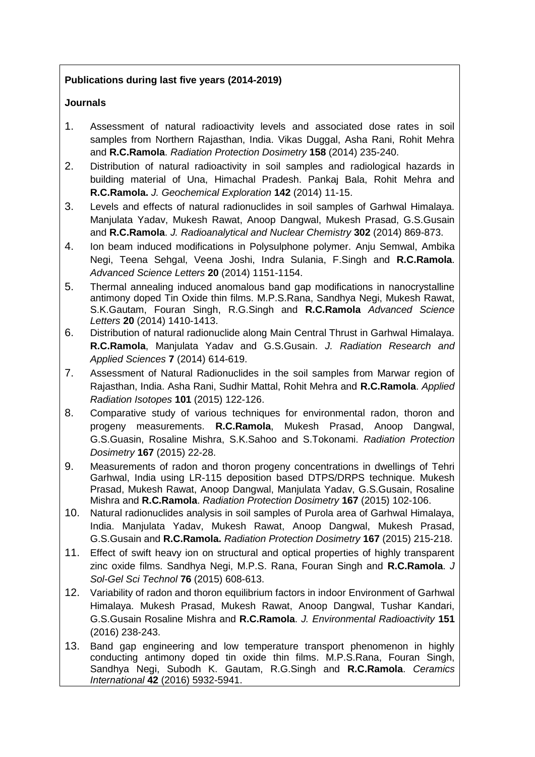**Publications during last five years (2014-2019)**

**Journals**

1. Assessment of natural radioactivity levels and associated dose rates in soil samples from Northern Rajasthan, India. Vikas Duggal, Asha Rani, Rohit Mehra and **R.C.Ramola**. *Radiation Protection Dosimetry* **158** (2014) 235-240.
2. Distribution of natural radioactivity in soil samples and radiological hazards in building material of Una, Himachal Pradesh. Pankaj Bala, Rohit Mehra and **R.C.Ramola.** *J. Geochemical Exploration* **142** (2014) 11-15.
3. Levels and effects of natural radionuclides in soil samples of Garhwal Himalaya. Manjulata Yadav, Mukesh Rawat, Anoop Dangwal, Mukesh Prasad, G.S.Gusain and **R.C.Ramola**. *J. Radioanalytical and Nuclear Chemistry* **302** (2014) 869-873.
4. Ion beam induced modifications in Polysulphone polymer. Anju Semwal, Ambika Negi, Teena Sehgal, Veena Joshi, Indra Sulania, F.Singh and **R.C.Ramola**. *Advanced Science Letters* **20** (2014) 1151-1154.
5. Thermal annealing induced anomalous band gap modifications in nanocrystalline antimony doped Tin Oxide thin films. M.P.S.Rana, Sandhya Negi, Mukesh Rawat, S.K.Gautam, Fouran Singh, R.G.Singh and **R.C.Ramola** *Advanced Science Letters* **20** (2014) 1410-1413.
6. Distribution of natural radionuclide along Main Central Thrust in Garhwal Himalaya. **R.C.Ramola**, Manjulata Yadav and G.S.Gusain. *J. Radiation Research and Applied Sciences* **7** (2014) 614-619.
7. Assessment of Natural Radionuclides in the soil samples from Marwar region of Rajasthan, India. Asha Rani, Sudhir Mattal, Rohit Mehra and **R.C.Ramola**. *Applied Radiation Isotopes* **101** (2015) 122-126.
8. Comparative study of various techniques for environmental radon, thoron and progeny measurements. **R.C.Ramola**, Mukesh Prasad, Anoop Dangwal, G.S.Guasin, Rosaline Mishra, S.K.Sahoo and S.Tokonami. *Radiation Protection Dosimetry* **167** (2015) 22-28.
9. Measurements of radon and thoron progeny concentrations in dwellings of Tehri Garhwal, India using LR-115 deposition based DTPS/DRPS technique. Mukesh Prasad, Mukesh Rawat, Anoop Dangwal, Manjulata Yadav, G.S.Gusain, Rosaline Mishra and **R.C.Ramola**. *Radiation Protection Dosimetry* **167** (2015) 102-106.
10. Natural radionuclides analysis in soil samples of Purola area of Garhwal Himalaya, India. Manjulata Yadav, Mukesh Rawat, Anoop Dangwal, Mukesh Prasad, G.S.Gusain and **R.C.Ramola.** *Radiation Protection Dosimetry* **167** (2015) 215-218.
11. Effect of swift heavy ion on structural and optical properties of highly transparent zinc oxide films. Sandhya Negi, M.P.S. Rana, Fouran Singh and **R.C.Ramola**. *J Sol-Gel Sci Technol* **76** (2015) 608-613.
12. Variability of radon and thoron equilibrium factors in indoor Environment of Garhwal Himalaya. Mukesh Prasad, Mukesh Rawat, Anoop Dangwal, Tushar Kandari, G.S.Gusain Rosaline Mishra and **R.C.Ramola**. *J. Environmental Radioactivity* **151** (2016) 238-243.
13. Band gap engineering and low temperature transport phenomenon in highly conducting antimony doped tin oxide thin films. M.P.S.Rana, Fouran Singh, Sandhya Negi, Subodh K. Gautam, R.G.Singh and **R.C.Ramola**. *Ceramics International* **42** (2016) 5932-5941.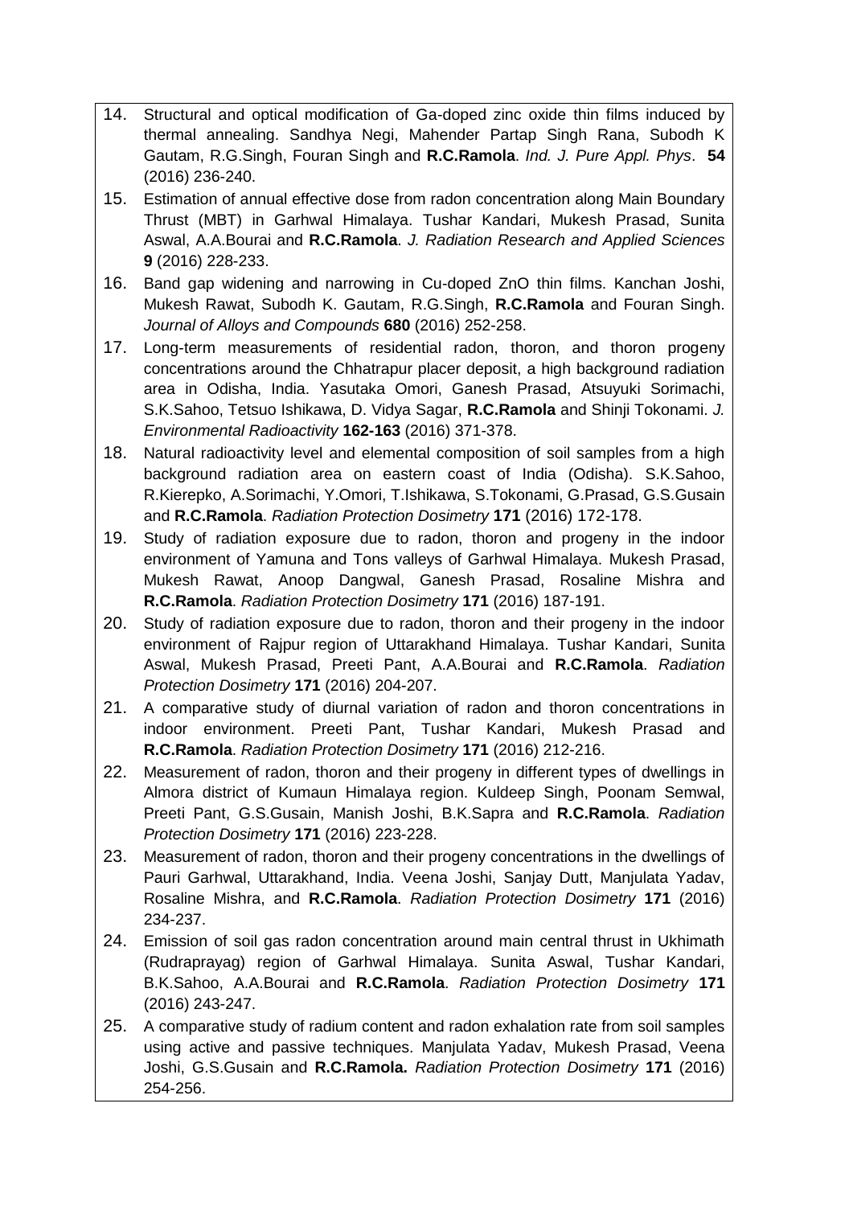14. Structural and optical modification of Ga-doped zinc oxide thin films induced by thermal annealing. Sandhya Negi, Mahender Partap Singh Rana, Subodh K Gautam, R.G.Singh, Fouran Singh and **R.C.Ramola**. *Ind. J. Pure Appl. Phys*. **54** (2016) 236-240.
15. Estimation of annual effective dose from radon concentration along Main Boundary Thrust (MBT) in Garhwal Himalaya. Tushar Kandari, Mukesh Prasad, Sunita Aswal, A.A.Bourai and **R.C.Ramola**. *J. Radiation Research and Applied Sciences* **9** (2016) 228-233.
16. Band gap widening and narrowing in Cu-doped ZnO thin films. Kanchan Joshi, Mukesh Rawat, Subodh K. Gautam, R.G.Singh, **R.C.Ramola** and Fouran Singh. *Journal of Alloys and Compounds* **680** (2016) 252-258.
17. Long-term measurements of residential radon, thoron, and thoron progeny concentrations around the Chhatrapur placer deposit, a high background radiation area in Odisha, India. Yasutaka Omori, Ganesh Prasad, Atsuyuki Sorimachi, S.K.Sahoo, Tetsuo Ishikawa, D. Vidya Sagar, **R.C.Ramola** and Shinji Tokonami. *J. Environmental Radioactivity* **162-163** (2016) 371-378.
18. Natural radioactivity level and elemental composition of soil samples from a high background radiation area on eastern coast of India (Odisha). S.K.Sahoo, R.Kierepko, A.Sorimachi, Y.Omori, T.Ishikawa, S.Tokonami, G.Prasad, G.S.Gusain and **R.C.Ramola**. *Radiation Protection Dosimetry* **171** (2016) 172-178.
19. Study of radiation exposure due to radon, thoron and progeny in the indoor environment of Yamuna and Tons valleys of Garhwal Himalaya. Mukesh Prasad, Mukesh Rawat, Anoop Dangwal, Ganesh Prasad, Rosaline Mishra and **R.C.Ramola**. *Radiation Protection Dosimetry* **171** (2016) 187-191.
20. Study of radiation exposure due to radon, thoron and their progeny in the indoor environment of Rajpur region of Uttarakhand Himalaya. Tushar Kandari, Sunita Aswal, Mukesh Prasad, Preeti Pant, A.A.Bourai and **R.C.Ramola**. *Radiation Protection Dosimetry* **171** (2016) 204-207.
21. A comparative study of diurnal variation of radon and thoron concentrations in indoor environment. Preeti Pant, Tushar Kandari, Mukesh Prasad and **R.C.Ramola**. *Radiation Protection Dosimetry* **171** (2016) 212-216.
22. Measurement of radon, thoron and their progeny in different types of dwellings in Almora district of Kumaun Himalaya region. Kuldeep Singh, Poonam Semwal, Preeti Pant, G.S.Gusain, Manish Joshi, B.K.Sapra and **R.C.Ramola**. *Radiation Protection Dosimetry* **171** (2016) 223-228.
23. Measurement of radon, thoron and their progeny concentrations in the dwellings of Pauri Garhwal, Uttarakhand, India. Veena Joshi, Sanjay Dutt, Manjulata Yadav, Rosaline Mishra, and **R.C.Ramola**. *Radiation Protection Dosimetry* **171** (2016) 234-237.
24. Emission of soil gas radon concentration around main central thrust in Ukhimath (Rudraprayag) region of Garhwal Himalaya. Sunita Aswal, Tushar Kandari, B.K.Sahoo, A.A.Bourai and **R.C.Ramola**. *Radiation Protection Dosimetry* **171** (2016) 243-247.
25. A comparative study of radium content and radon exhalation rate from soil samples using active and passive techniques. Manjulata Yadav, Mukesh Prasad, Veena Joshi, G.S.Gusain and **R.C.Ramola.** *Radiation Protection Dosimetry* **171** (2016) 254-256.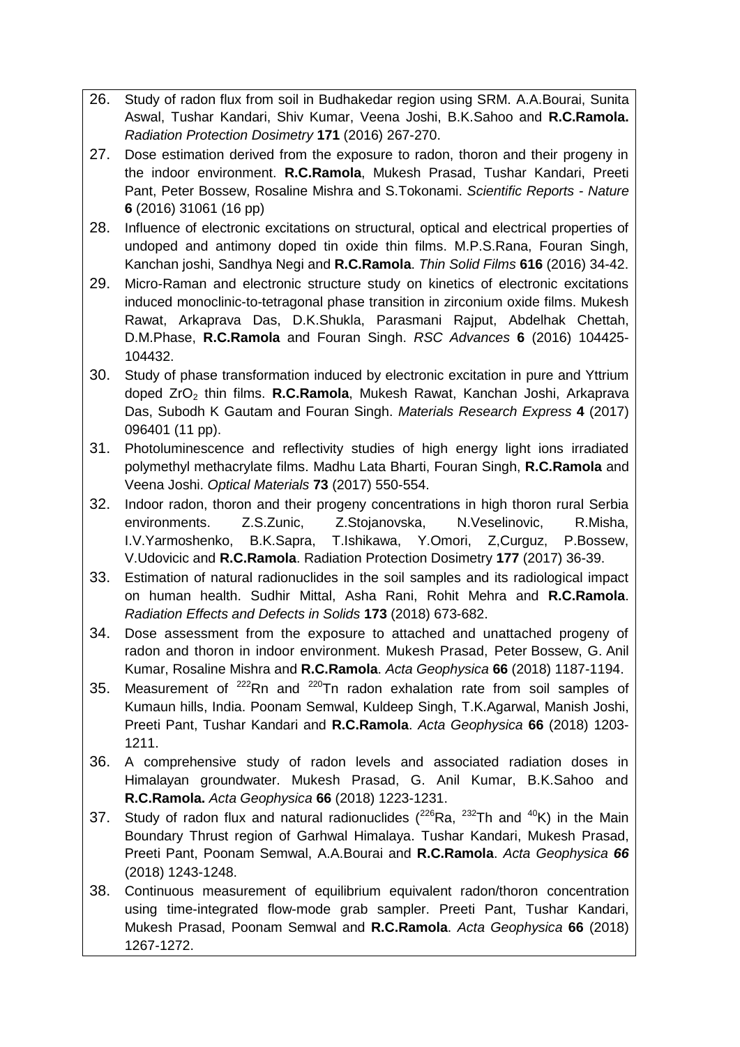26. Study of radon flux from soil in Budhakedar region using SRM. A.A.Bourai, Sunita Aswal, Tushar Kandari, Shiv Kumar, Veena Joshi, B.K.Sahoo and **R.C.Ramola.** *Radiation Protection Dosimetry* **171** (2016) 267-270.
27. Dose estimation derived from the exposure to radon, thoron and their progeny in the indoor environment. **R.C.Ramola**, Mukesh Prasad, Tushar Kandari, Preeti Pant, Peter Bossew, Rosaline Mishra and S.Tokonami. *Scientific Reports - Nature* **6** (2016) 31061 (16 pp)
28. Influence of electronic excitations on structural, optical and electrical properties of undoped and antimony doped tin oxide thin films. M.P.S.Rana, Fouran Singh, Kanchan joshi, Sandhya Negi and **R.C.Ramola**. *Thin Solid Films* **616** (2016) 34-42.
29. Micro-Raman and electronic structure study on kinetics of electronic excitations induced monoclinic-to-tetragonal phase transition in zirconium oxide films. Mukesh Rawat, Arkaprava Das, D.K.Shukla, Parasmani Rajput, Abdelhak Chettah, D.M.Phase, **R.C.Ramola** and Fouran Singh. *RSC Advances* **6** (2016) 104425-104432.
30. Study of phase transformation induced by electronic excitation in pure and Yttrium doped $ZrO_2$ thin films. **R.C.Ramola**, Mukesh Rawat, Kanchan Joshi, Arkaprava Das, Subodh K Gautam and Fouran Singh. *Materials Research Express* **4** (2017) 096401 (11 pp).
31. Photoluminescence and reflectivity studies of high energy light ions irradiated polymethyl methacrylate films. Madhu Lata Bharti, Fouran Singh, **R.C.Ramola** and Veena Joshi. *Optical Materials* **73** (2017) 550-554.
32. Indoor radon, thoron and their progeny concentrations in high thoron rural Serbia environments. Z.S.Zunic, Z.Stojanovska, N.Veselinovic, R.Misha, I.V.Yarmoshenko, B.K.Sapra, T.Ishikawa, Y.Omori, Z,Curguz, P.Bossew, V.Udovicic and **R.C.Ramola**. Radiation Protection Dosimetry **177** (2017) 36-39.
33. Estimation of natural radionuclides in the soil samples and its radiological impact on human health. Sudhir Mittal, Asha Rani, Rohit Mehra and **R.C.Ramola**. *Radiation Effects and Defects in Solids* **173** (2018) 673-682.
34. Dose assessment from the exposure to attached and unattached progeny of radon and thoron in indoor environment. Mukesh Prasad, Peter Bossew, G. Anil Kumar, Rosaline Mishra and **R.C.Ramola**. *Acta Geophysica* **66** (2018) 1187-1194.
35. Measurement of $^{222}Rn$ and $^{220}Tn$ radon exhalation rate from soil samples of Kumaun hills, India. Poonam Semwal, Kuldeep Singh, T.K.Agarwal, Manish Joshi, Preeti Pant, Tushar Kandari and **R.C.Ramola**. *Acta Geophysica* **66** (2018) 1203-1211.
36. A comprehensive study of radon levels and associated radiation doses in Himalayan groundwater. Mukesh Prasad, G. Anil Kumar, B.K.Sahoo and **R.C.Ramola.** *Acta Geophysica* **66** (2018) 1223-1231.
37. Study of radon flux and natural radionuclides ($^{226}Ra$, $^{232}Th$ and $^{40}K$) in the Main Boundary Thrust region of Garhwal Himalaya. Tushar Kandari, Mukesh Prasad, Preeti Pant, Poonam Semwal, A.A.Bourai and **R.C.Ramola**. *Acta Geophysica **66*** (2018) 1243-1248.
38. Continuous measurement of equilibrium equivalent radon/thoron concentration using time-integrated flow-mode grab sampler. Preeti Pant, Tushar Kandari, Mukesh Prasad, Poonam Semwal and **R.C.Ramola**. *Acta Geophysica* **66** (2018) 1267-1272.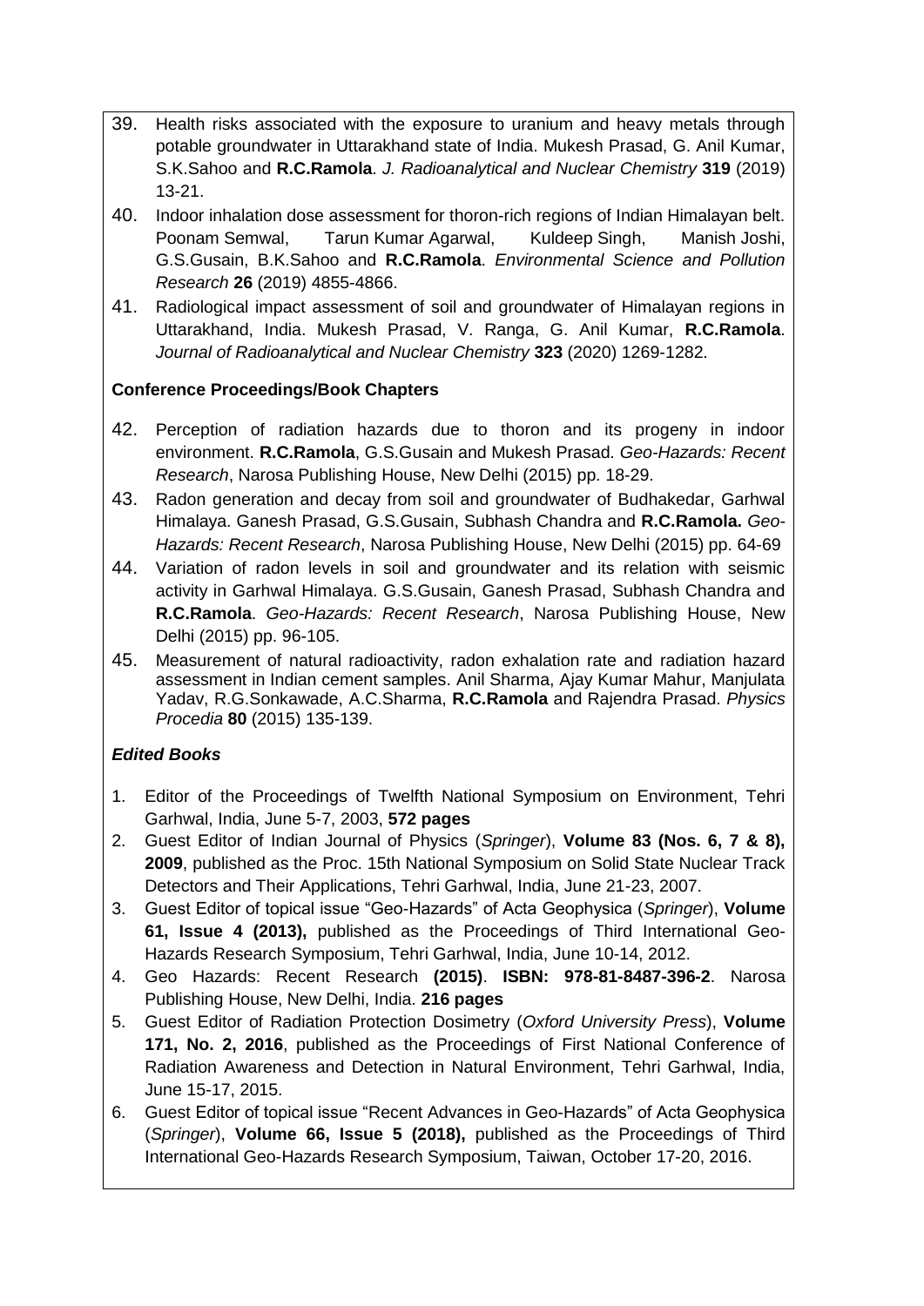39. Health risks associated with the exposure to uranium and heavy metals through potable groundwater in Uttarakhand state of India. Mukesh Prasad, G. Anil Kumar, S.K.Sahoo and **R.C.Ramola**. *J. Radioanalytical and Nuclear Chemistry* **319** (2019) 13-21.
40. Indoor inhalation dose assessment for thoron-rich regions of Indian Himalayan belt. Poonam Semwal, Tarun Kumar Agarwal, Kuldeep Singh, Manish Joshi, G.S.Gusain, B.K.Sahoo and **R.C.Ramola**. *Environmental Science and Pollution Research* **26** (2019) 4855-4866.
41. Radiological impact assessment of soil and groundwater of Himalayan regions in Uttarakhand, India. Mukesh Prasad, V. Ranga, G. Anil Kumar, **R.C.Ramola**. *Journal of Radioanalytical and Nuclear Chemistry* **323** (2020) 1269-1282.

**Conference Proceedings/Book Chapters**

42. Perception of radiation hazards due to thoron and its progeny in indoor environment. **R.C.Ramola**, G.S.Gusain and Mukesh Prasad. *Geo-Hazards: Recent Research*, Narosa Publishing House, New Delhi (2015) pp. 18-29.
43. Radon generation and decay from soil and groundwater of Budhakedar, Garhwal Himalaya. Ganesh Prasad, G.S.Gusain, Subhash Chandra and **R.C.Ramola.** *Geo-Hazards: Recent Research*, Narosa Publishing House, New Delhi (2015) pp. 64-69
44. Variation of radon levels in soil and groundwater and its relation with seismic activity in Garhwal Himalaya. G.S.Gusain, Ganesh Prasad, Subhash Chandra and **R.C.Ramola**. *Geo-Hazards: Recent Research*, Narosa Publishing House, New Delhi (2015) pp. 96-105.
45. Measurement of natural radioactivity, radon exhalation rate and radiation hazard assessment in Indian cement samples. Anil Sharma, Ajay Kumar Mahur, Manjulata Yadav, R.G.Sonkawade, A.C.Sharma, **R.C.Ramola** and Rajendra Prasad. *Physics Procedia* **80** (2015) 135-139.

***Edited Books***

1. Editor of the Proceedings of Twelfth National Symposium on Environment, Tehri Garhwal, India, June 5-7, 2003, **572 pages**
2. Guest Editor of Indian Journal of Physics (*Springer*), **Volume 83 (Nos. 6, 7 & 8), 2009**, published as the Proc. 15th National Symposium on Solid State Nuclear Track Detectors and Their Applications, Tehri Garhwal, India, June 21-23, 2007.
3. Guest Editor of topical issue "Geo-Hazards" of Acta Geophysica (*Springer*), **Volume 61, Issue 4 (2013),** published as the Proceedings of Third International Geo-Hazards Research Symposium, Tehri Garhwal, India, June 10-14, 2012.
4. Geo Hazards: Recent Research **(2015)**. **ISBN: 978-81-8487-396-2**. Narosa Publishing House, New Delhi, India. **216 pages**
5. Guest Editor of Radiation Protection Dosimetry (*Oxford University Press*), **Volume 171, No. 2, 2016**, published as the Proceedings of First National Conference of Radiation Awareness and Detection in Natural Environment, Tehri Garhwal, India, June 15-17, 2015.
6. Guest Editor of topical issue "Recent Advances in Geo-Hazards" of Acta Geophysica (*Springer*), **Volume 66, Issue 5 (2018),** published as the Proceedings of Third International Geo-Hazards Research Symposium, Taiwan, October 17-20, 2016.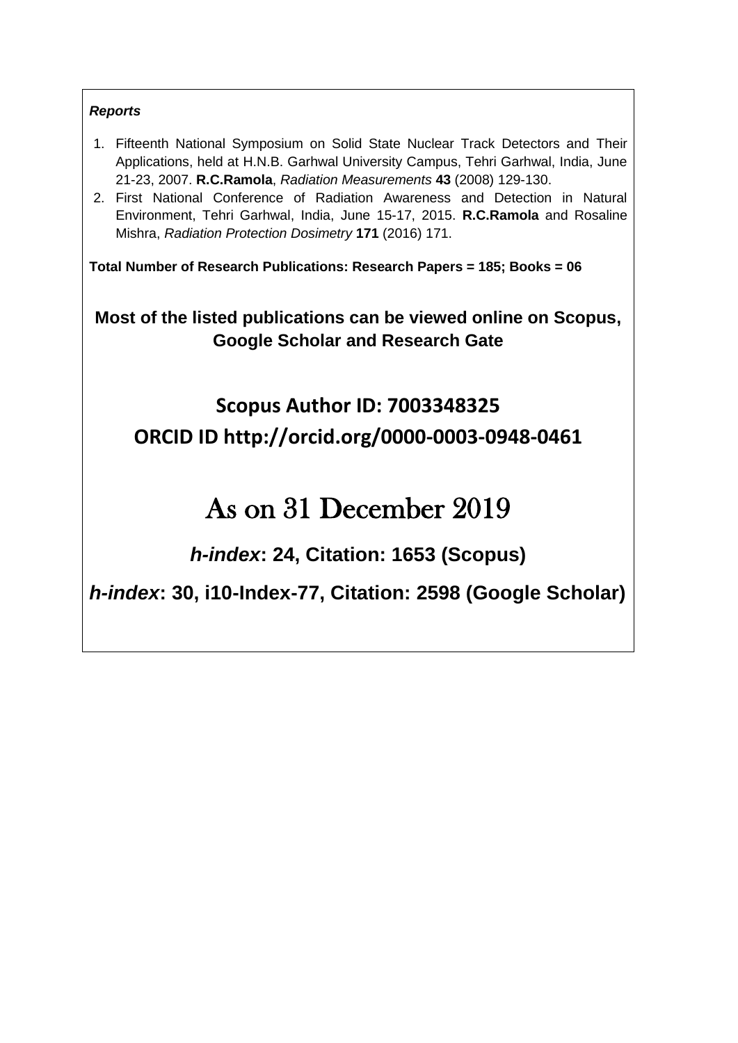***Reports***

1. Fifteenth National Symposium on Solid State Nuclear Track Detectors and Their Applications, held at H.N.B. Garhwal University Campus, Tehri Garhwal, India, June 21-23, 2007. **R.C.Ramola**, *Radiation Measurements* **43** (2008) 129-130.
2. First National Conference of Radiation Awareness and Detection in Natural Environment, Tehri Garhwal, India, June 15-17, 2015. **R.C.Ramola** and Rosaline Mishra, *Radiation Protection Dosimetry* **171** (2016) 171.

**Total Number of Research Publications: Research Papers = 185; Books = 06**

**Most of the listed publications can be viewed online on Scopus, Google Scholar and Research Gate**

**Scopus Author ID: 7003348325**

**ORCID ID http://orcid.org/0000-0003-0948-0461**

# As on 31 December 2019

***h-index*: 24, Citation: 1653 (Scopus)**

***h-index*: 30, i10-Index-77, Citation: 2598 (Google Scholar)**